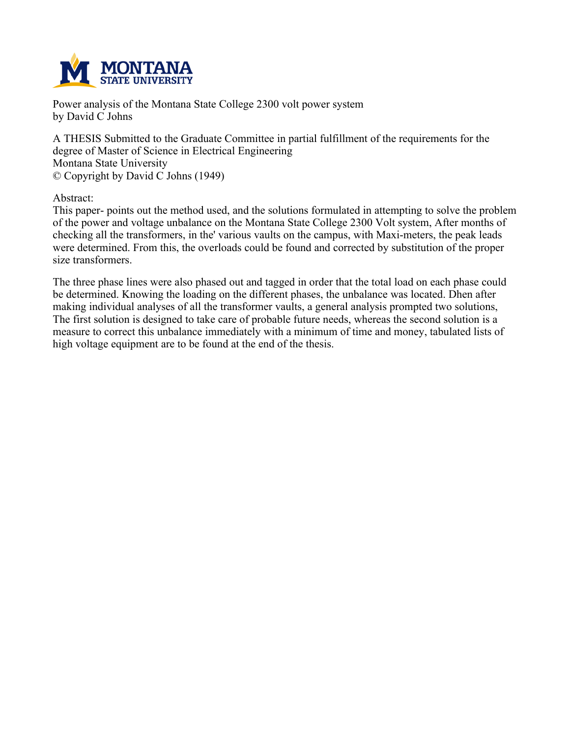Power analysis of the Montana State College 2300 volt power system
by David C Johns

A THESIS Submitted to the Graduate Committee in partial fulfillment of the requirements for the degree of Master of Science in Electrical Engineering
Montana State University
© Copyright by David C Johns (1949)

Abstract:
This paper- points out the method used, and the solutions formulated in attempting to solve the problem of the power and voltage unbalance on the Montana State College 2300 Volt system, After months of checking all the transformers, in the' various vaults on the campus, with Maxi-meters, the peak leads were determined. From this, the overloads could be found and corrected by substitution of the proper size transformers.

The three phase lines were also phased out and tagged in order that the total load on each phase could be determined. Knowing the loading on the different phases, the unbalance was located. Dhen after making individual analyses of all the transformer vaults, a general analysis prompted two solutions, The first solution is designed to take care of probable future needs, whereas the second solution is a measure to correct this unbalance immediately with a minimum of time and money, tabulated lists of high voltage equipment are to be found at the end of the thesis.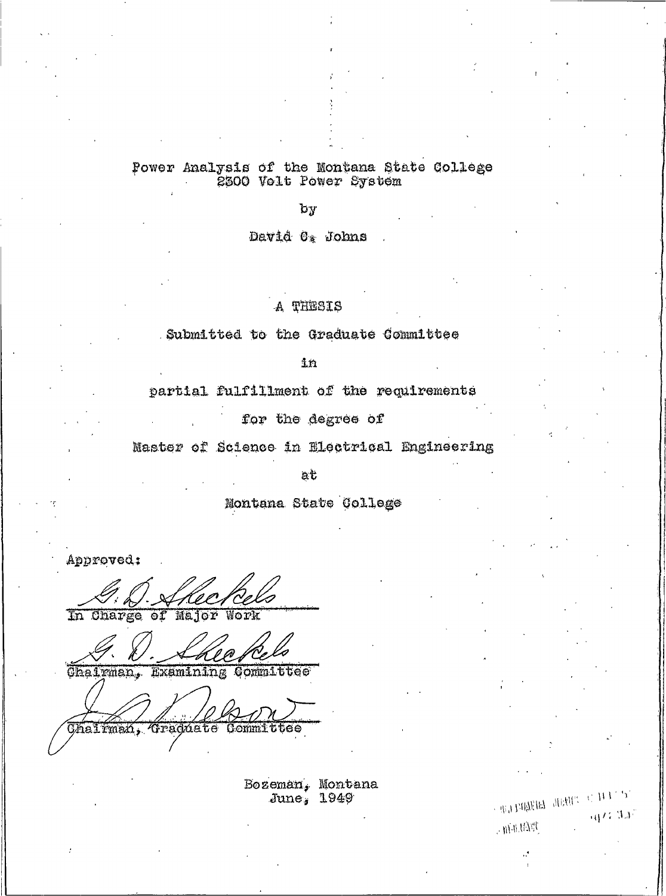# Power Analysis of the Montana State College 2300 Volt Power System

by

David C. Johns

A THESIS

Submitted to the Graduate Committee

in

partial fulfillment of the requirements

for the degree of

Master of Science in Electrical Engineering

at

Montana State College

Approved:

G. D. Sheckels
In Charge of Major Work

G. D. Sheckels
Chairman, Examining Committee

J. A. Nelson
Chairman, Graduate Committee

Bozeman, Montana
June, 1949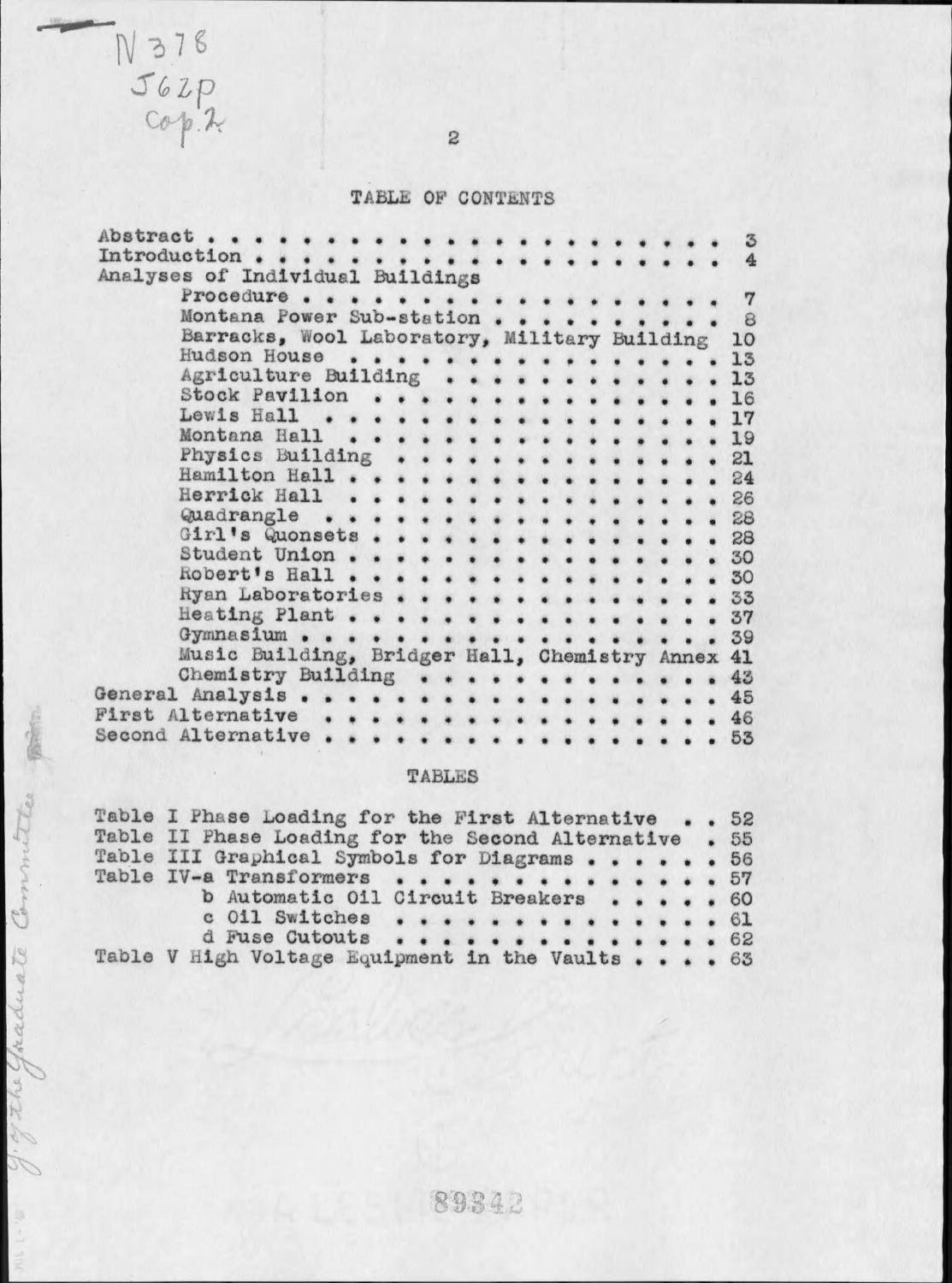N378
J62p
Cop.2

# TABLE OF CONTENTS

| | |
|---|---|
| Abstract | 3 |
| Introduction | 4 |
| Analyses of Individual Buildings | |
| Procedure | 7 |
| Montana Power Sub-station | 8 |
| Barracks, Wool Laboratory, Military Building | 10 |
| Hudson House | 13 |
| Agriculture Building | 13 |
| Stock Pavilion | 16 |
| Lewis Hall | 17 |
| Montana Hall | 19 |
| Physics Building | 21 |
| Hamilton Hall | 24 |
| Herrick Hall | 26 |
| Quadrangle | 28 |
| Girl's Quonsets | 28 |
| Student Union | 30 |
| Robert's Hall | 30 |
| Ryan Laboratories | 33 |
| Heating Plant | 37 |
| Gymnasium | 39 |
| Music Building, Bridger Hall, Chemistry Annex | 41 |
| Chemistry Building | 43 |
| General Analysis | 45 |
| First Alternative | 46 |
| Second Alternative | 53 |

## TABLES

| | |
|---|---|
| Table I Phase Loading for the First Alternative | 52 |
| Table II Phase Loading for the Second Alternative | 55 |
| Table III Graphical Symbols for Diagrams | 56 |
| Table IV-a Transformers | 57 |
| b Automatic Oil Circuit Breakers | 60 |
| c Oil Switches | 61 |
| d Fuse Cutouts | 62 |
| Table V High Voltage Equipment in the Vaults | 63 |

89342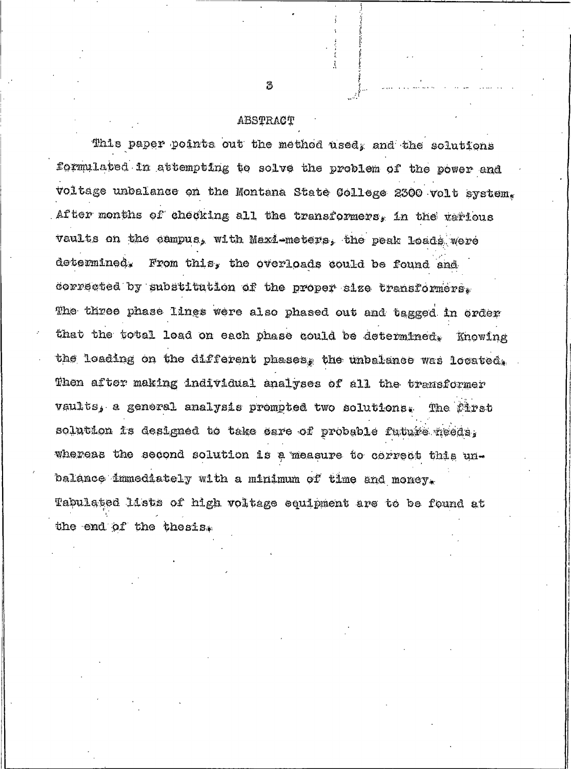# ABSTRACT

This paper points out the method used, and the solutions formulated in attempting to solve the problem of the power and voltage unbalance on the Montana State College 2300 volt system. After months of checking all the transformers, in the various vaults on the campus, with Maxi-meters, the peak loads were determined. From this, the overloads could be found and corrected by substitution of the proper size transformers. The three phase lines were also phased out and tagged in order that the total load on each phase could be determined. Knowing the loading on the different phases, the unbalance was located. Then after making individual analyses of all the transformer vaults, a general analysis prompted two solutions. The first solution is designed to take care of probable future needs, whereas the second solution is a measure to correct this unbalance immediately with a minimum of time and money. Tabulated lists of high voltage equipment are to be found at the end of the thesis.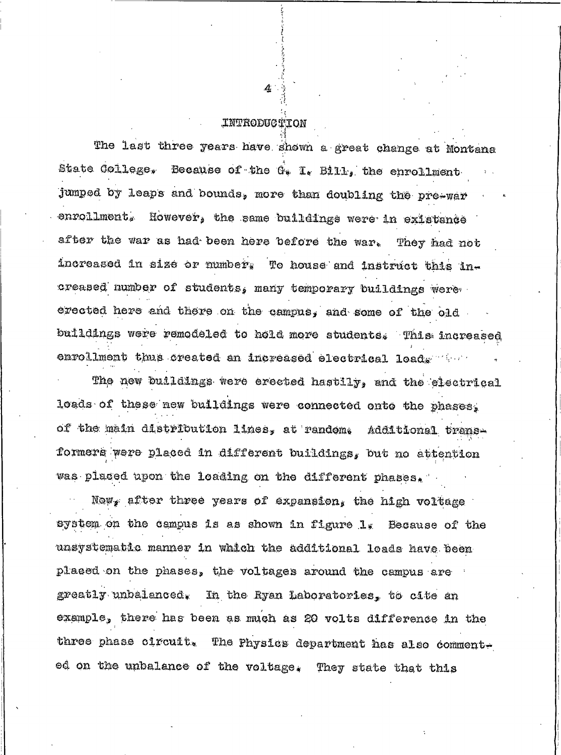# INTRODUCTION

The last three years have shown a great change at Montana State College. Because of the G. I. Bill, the enrollment jumped by leaps and bounds, more than doubling the pre-war enrollment. However, the same buildings were in existance after the war as had been here before the war. They had not increased in size or number. To house and instruct this increased number of students, many temporary buildings were erected here and there on the campus, and some of the old buildings were remodeled to hold more students. This increased enrollment thus created an increased electrical load.

The new buildings were erected hastily, and the electrical loads of these new buildings were connected onto the phases, of the main distribution lines, at random. Additional transformers were placed in different buildings, but no attention was placed upon the loading on the different phases.

Now, after three years of expansion, the high voltage system on the campus is as shown in figure 1. Because of the unsystematic manner in which the additional loads have been placed on the phases, the voltages around the campus are greatly unbalanced. In the Ryan Laboratories, to cite an example, there has been as much as 20 volts difference in the three phase circuit. The Physics department has also commented on the unbalance of the voltage. They state that this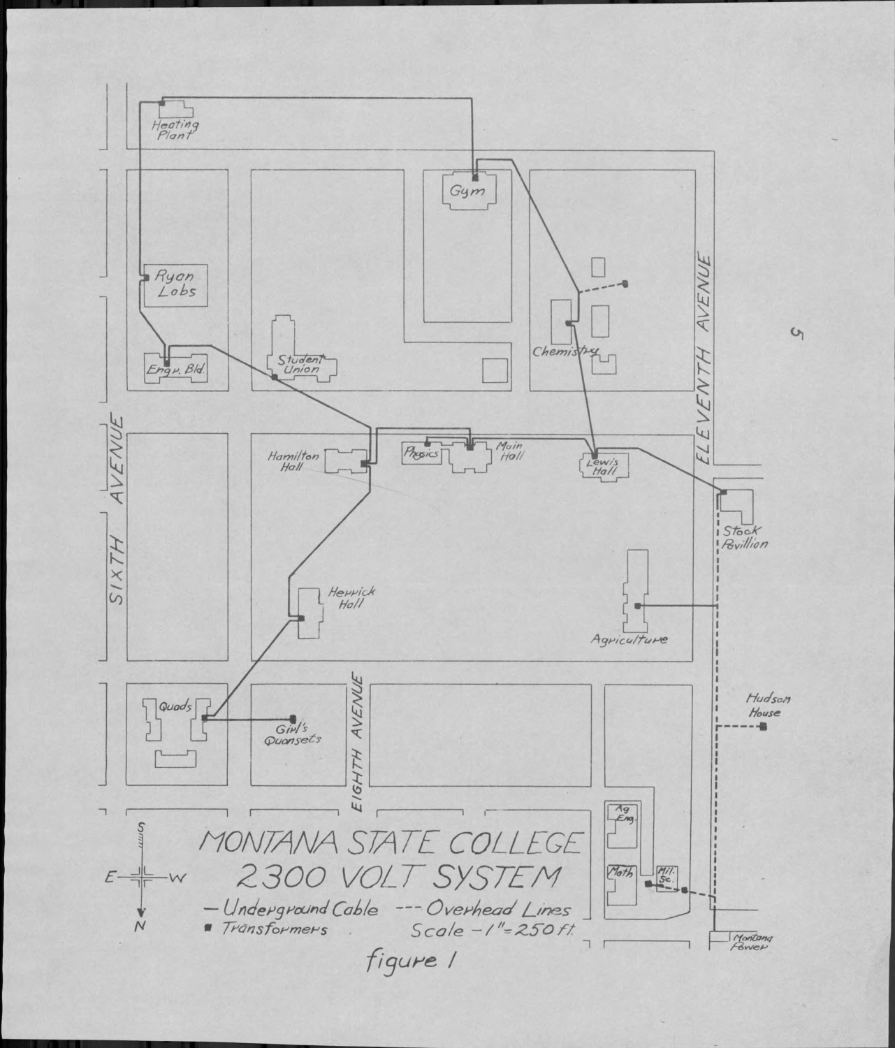MONTANA STATE COLLEGE
2300 VOLT SYSTEM

— Underground Cable --- Overhead Lines
■ Transformers Scale – 1" = 250 ft.

figure 1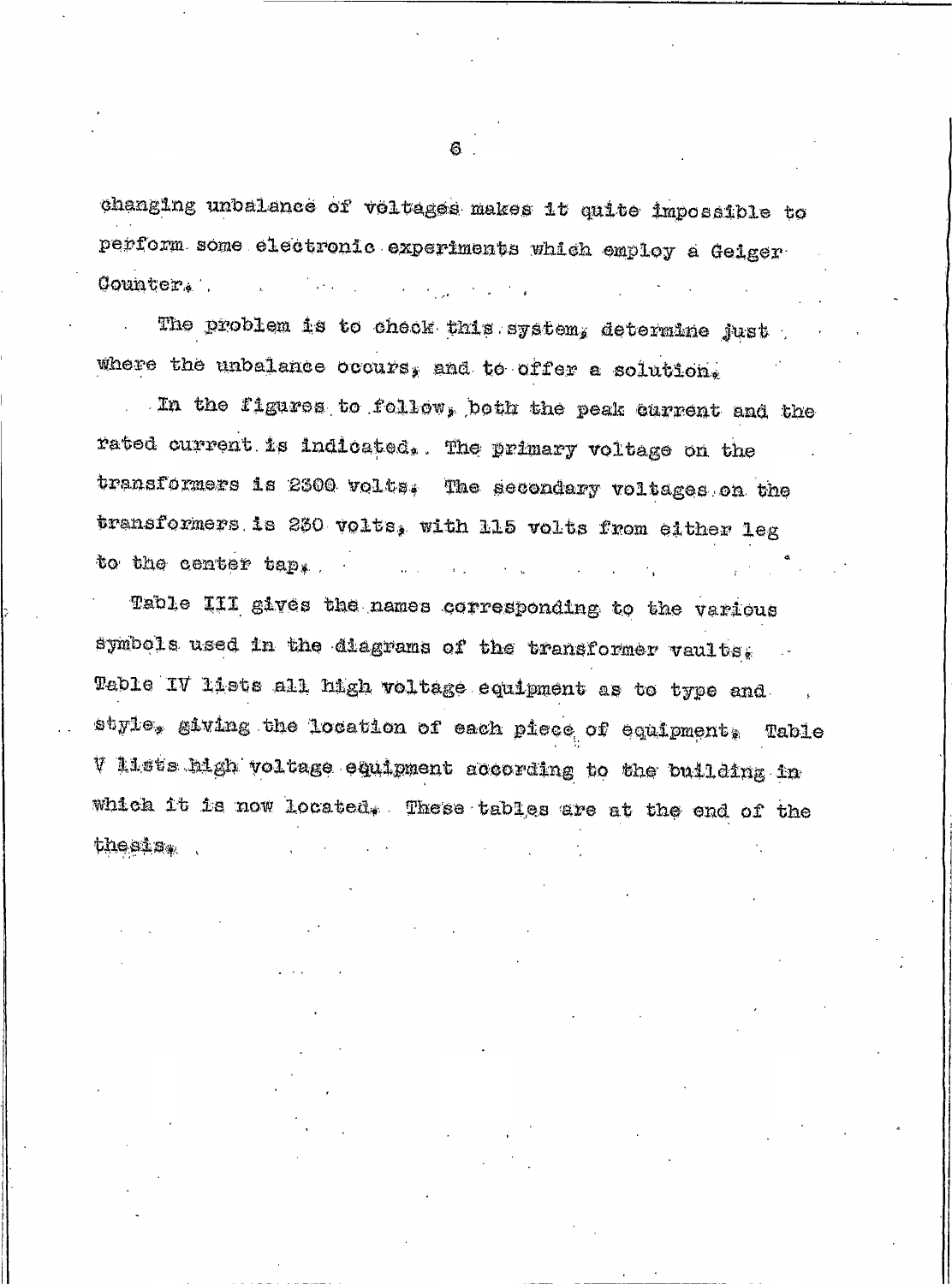changing unbalance of voltages makes it quite impossible to perform some electronic experiments which employ a Geiger Counter.

The problem is to check this system, determine just where the unbalance occurs, and to offer a solution.

In the figures to follow, both the peak current and the rated current is indicated. The primary voltage on the transformers is 2300 volts. The secondary voltages on the transformers is 230 volts, with 115 volts from either leg to the center tap.

Table III gives the names corresponding to the various symbols used in the diagrams of the transformer vaults. Table IV lists all high voltage equipment as to type and style, giving the location of each piece of equipment. Table V lists high voltage equipment according to the building in which it is now located. These tables are at the end of the thesis.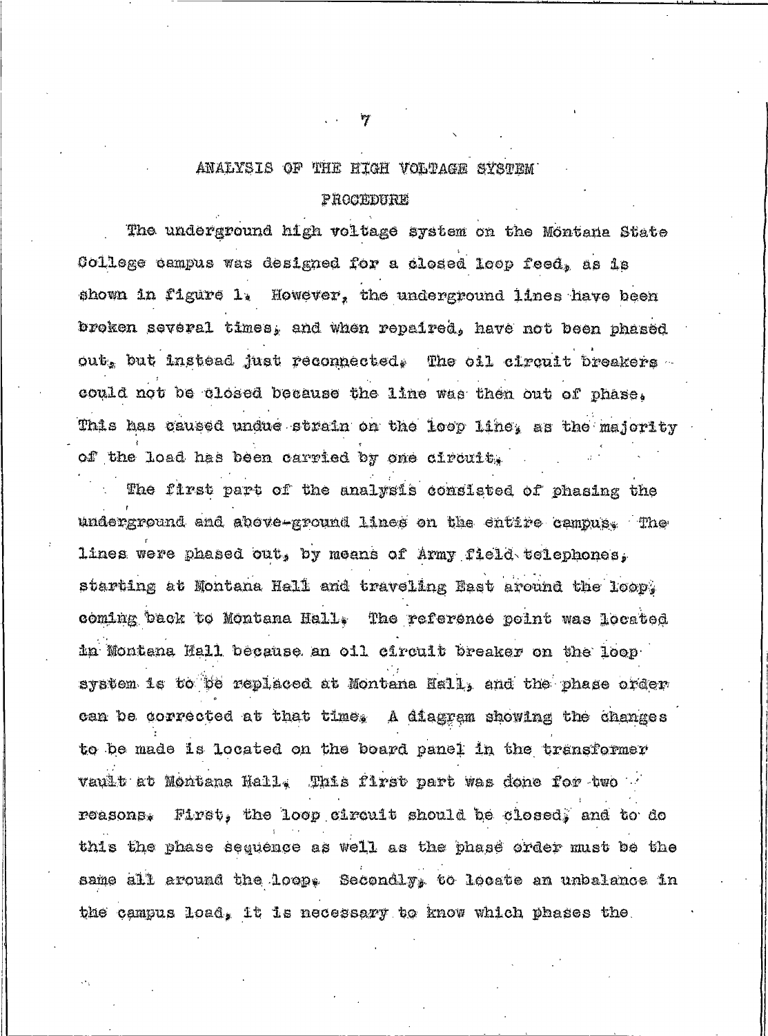# ANALYSIS OF THE HIGH VOLTAGE SYSTEM

## PROCEDURE

The underground high voltage system on the Montana State College campus was designed for a closed loop feed, as is shown in figure 1. However, the underground lines have been broken several times, and when repaired, have not been phased out, but instead just reconnected. The oil circuit breakers could not be closed because the line was then out of phase. This has caused undue strain on the loop line, as the majority of the load has been carried by one circuit.

The first part of the analysis consisted of phasing the underground and above-ground lines on the entire campus. The lines were phased out, by means of Army field telephones, starting at Montana Hall and traveling East around the loop, coming back to Montana Hall. The reference point was located in Montana Hall because an oil circuit breaker on the loop system is to be replaced at Montana Hall, and the phase order can be corrected at that time. A diagram showing the changes to be made is located on the board panel in the transformer vault at Montana Hall. This first part was done for two reasons. First, the loop circuit should be closed, and to do this the phase sequence as well as the phase order must be the same all around the loop. Secondly, to locate an unbalance in the campus load, it is necessary to know which phases the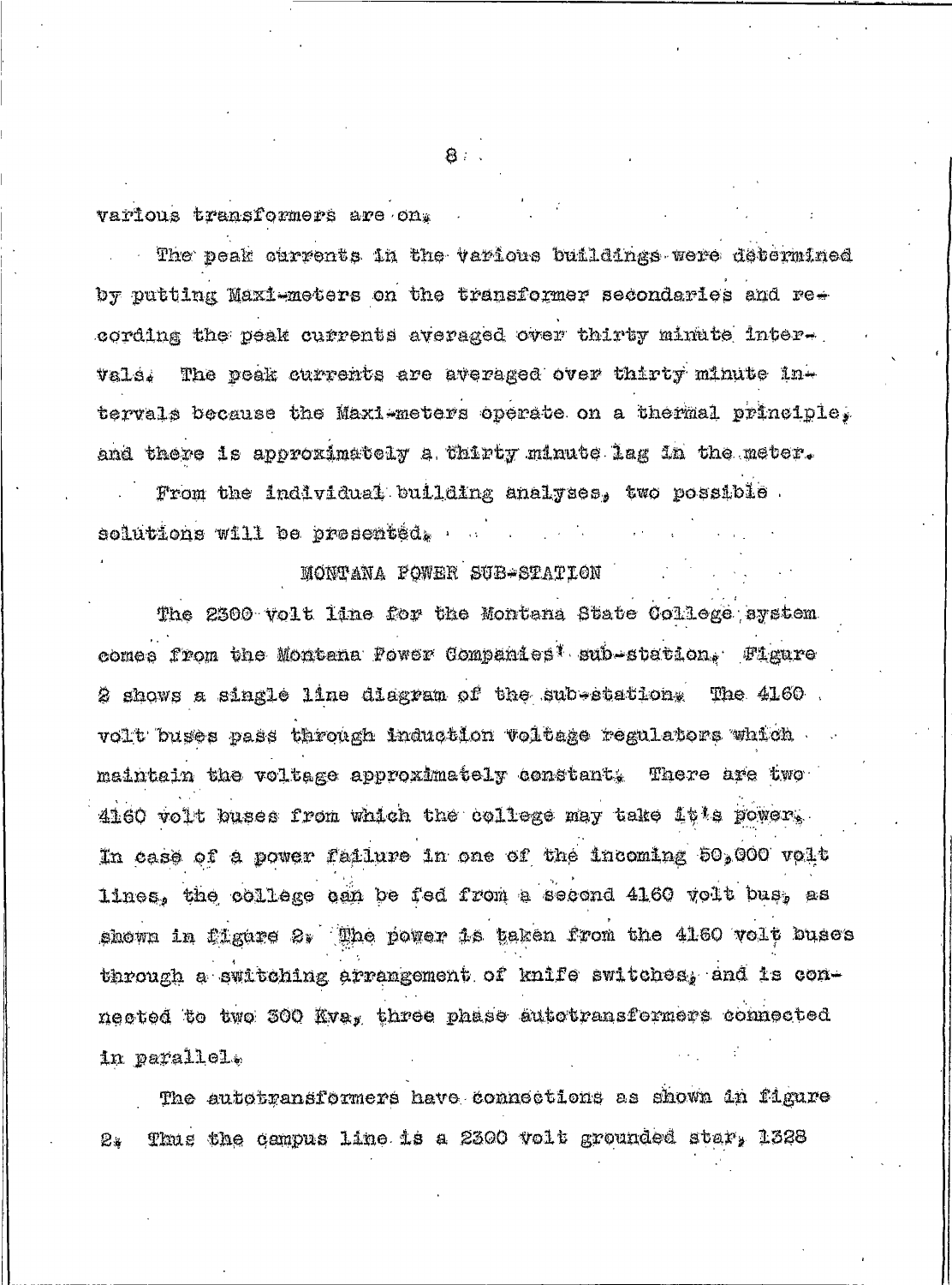various transformers are on.

The peak currents in the various buildings were determined by putting Maxi-meters on the transformer secondaries and recording the peak currents averaged over thirty minute intervals. The peak currents are averaged over thirty minute intervals because the Maxi-meters operate on a thermal principle, and there is approximately a thirty minute lag in the meter.

From the individual building analyses, two possible solutions will be presented.

## MONTANA POWER SUB-STATION

The 2300 volt line for the Montana State College system comes from the Montana Power Companies' sub-station. Figure 2 shows a single line diagram of the sub-station. The 4160 volt buses pass through induction voltage regulators which maintain the voltage approximately constant. There are two 4160 volt buses from which the college may take it's power. In case of a power failure in one of the incoming 50,000 volt lines, the college can be fed from a second 4160 volt bus, as shown in figure 2. The power is taken from the 4160 volt buses through a switching arrangement of knife switches, and is connected to two 300 Kva, three phase autotransformers connected in parallel.

The autotransformers have connections as shown in figure 2. Thus the campus line is a 2300 volt grounded star, 1328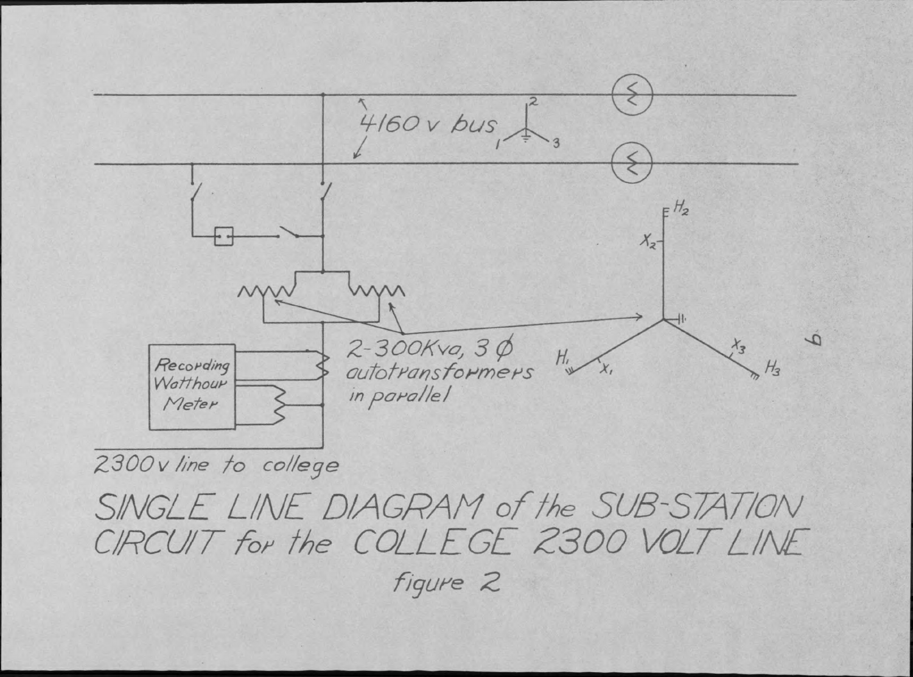4160 v bus

2-300Kva, 3 Ø autotransformers in parallel

Recording Watthour Meter

2300 v line to college

$H_1$ $H_2$ $H_3$ $X_1$ $X_2$ $X_3$

SINGLE LINE DIAGRAM of the SUB-STATION CIRCUIT for the COLLEGE 2300 VOLT LINE

figure 2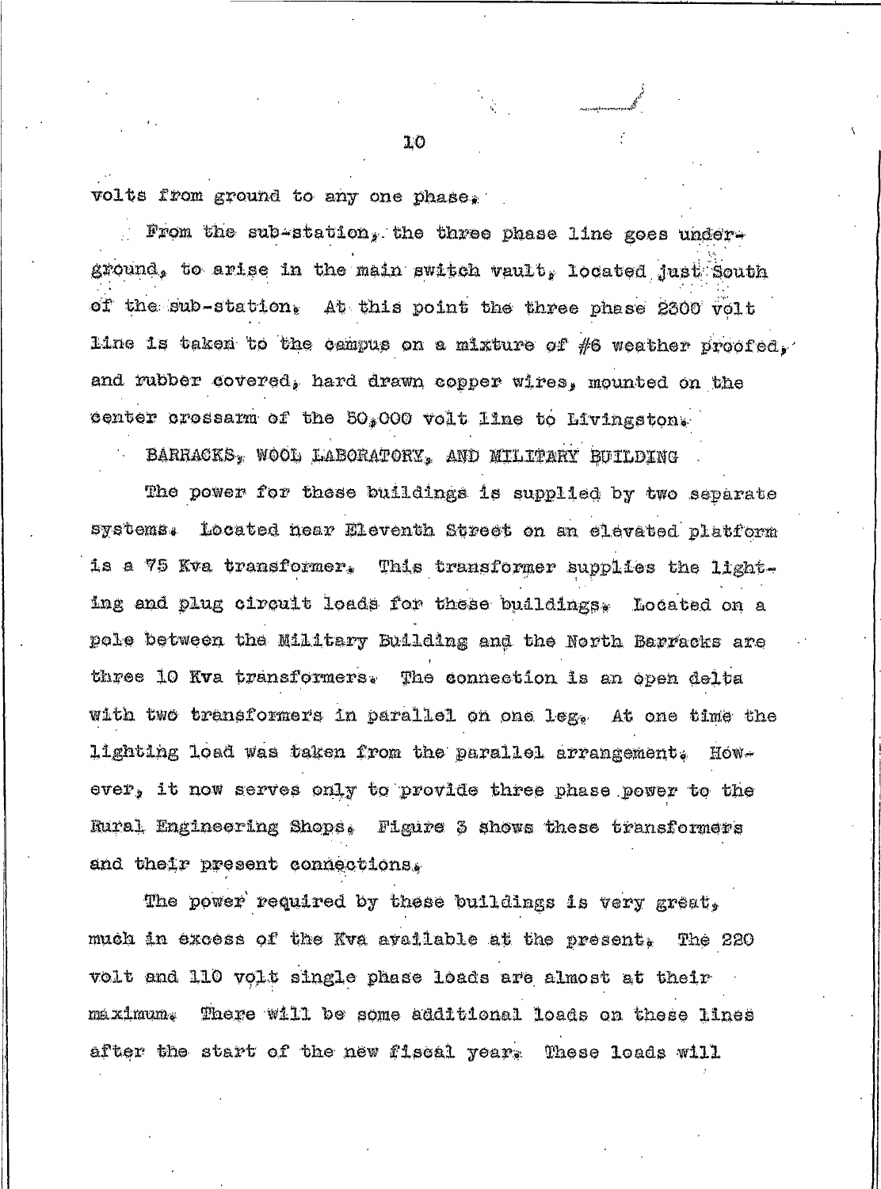volts from ground to any one phase.

From the sub-station, the three phase line goes underground, to arise in the main switch vault, located just South of the sub-station. At this point the three phase 2300 volt line is taken to the campus on a mixture of #6 weather proofed, and rubber covered, hard drawn copper wires, mounted on the center crossarm of the 50,000 volt line to Livingston.

BARRACKS, WOOL LABORATORY, AND MILITARY BUILDING

The power for these buildings is supplied by two separate systems. Located near Eleventh Street on an elevated platform is a 75 Kva transformer. This transformer supplies the lighting and plug circuit loads for these buildings. Located on a pole between the Military Building and the North Barracks are three 10 Kva transformers. The connection is an open delta with two transformers in parallel on one leg. At one time the lighting load was taken from the parallel arrangement. However, it now serves only to provide three phase power to the Rural Engineering Shops. Figure 3 shows these transformers and their present connections.

The power required by these buildings is very great, much in excess of the Kva available at the present. The 220 volt and 110 volt single phase loads are almost at their maximum. There will be some additional loads on these lines after the start of the new fiscal year. These loads will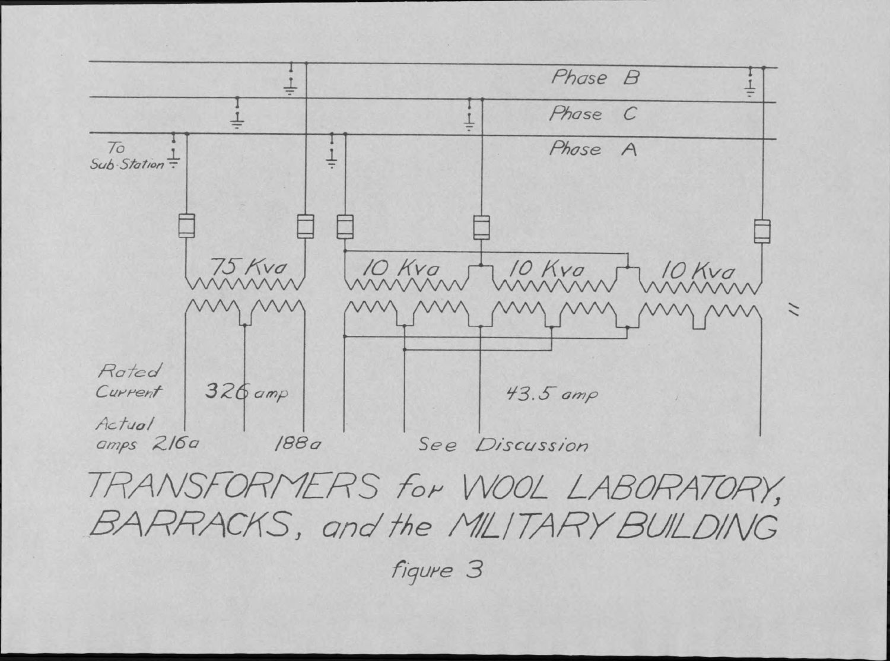Phase B

Phase C

Phase A

To Sub-Station

75 Kva

10 Kva

10 Kva

10 Kva

Rated Current 326 amp 43.5 amp

Actual amps 216a 188a See Discussion

TRANSFORMERS for WOOL LABORATORY, BARRACKS, and the MILITARY BUILDING

figure 3